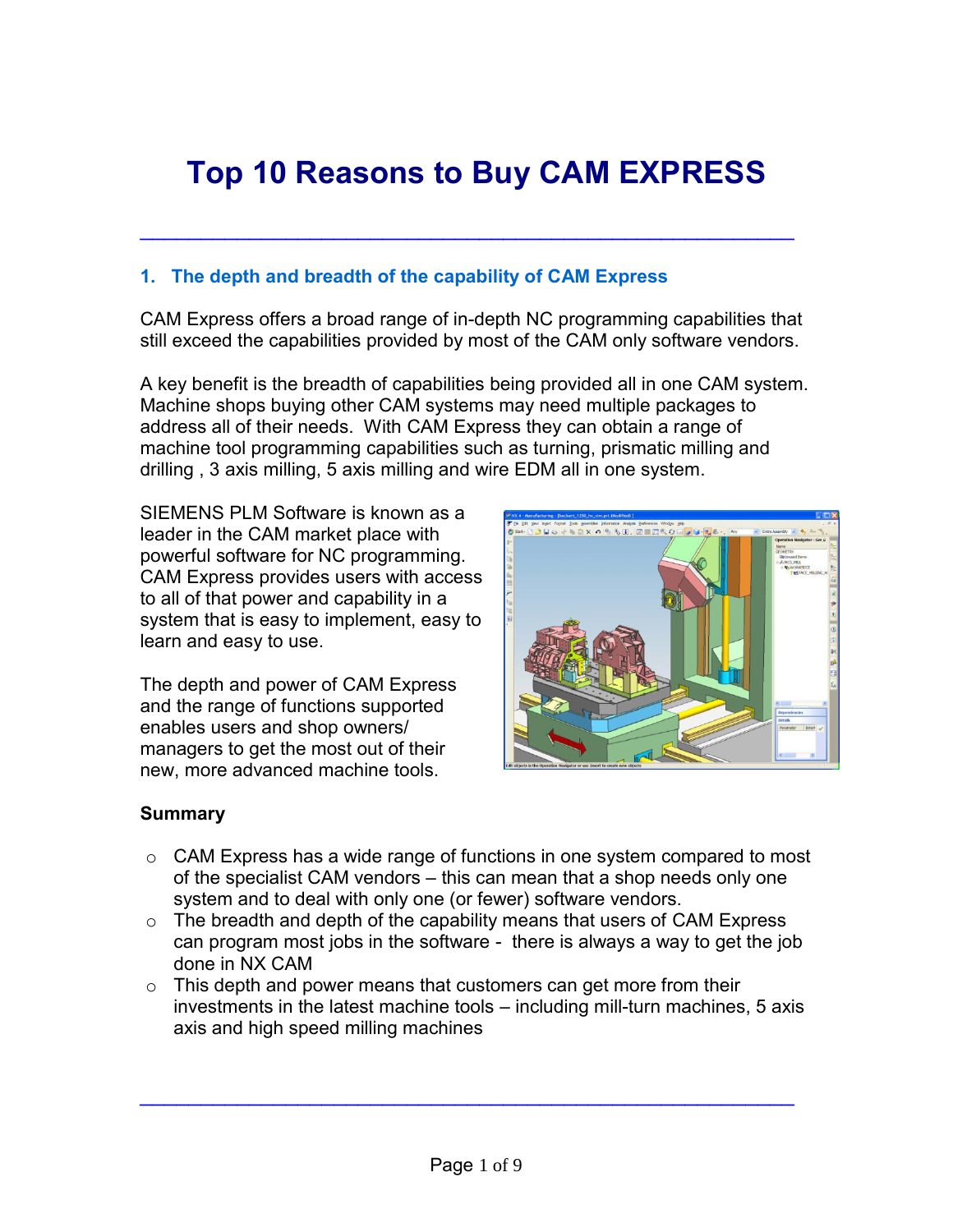# Top 10 Reasons to Buy CAM EXPRESS

## 1. The depth and breadth of the capability of CAM Express

CAM Express offers a broad range of in-depth NC programming capabilities that still exceed the capabilities provided by most of the CAM only software vendors.

A key benefit is the breadth of capabilities being provided all in one CAM system. Machine shops buying other CAM systems may need multiple packages to address all of their needs. With CAM Express they can obtain a range of machine tool programming capabilities such as turning, prismatic milling and drilling , 3 axis milling, 5 axis milling and wire EDM all in one system.

SIEMENS PLM Software is known as a leader in the CAM market place with powerful software for NC programming. CAM Express provides users with access to all of that power and capability in a system that is easy to implement, easy to learn and easy to use.

The depth and power of CAM Express and the range of functions supported enables users and shop owners/ managers to get the most out of their new, more advanced machine tools.

**Summary**

- CAM Express has a wide range of functions in one system compared to most of the specialist CAM vendors – this can mean that a shop needs only one system and to deal with only one (or fewer) software vendors.
- The breadth and depth of the capability means that users of CAM Express can program most jobs in the software - there is always a way to get the job done in NX CAM
- This depth and power means that customers can get more from their investments in the latest machine tools – including mill-turn machines, 5 axis axis and high speed milling machines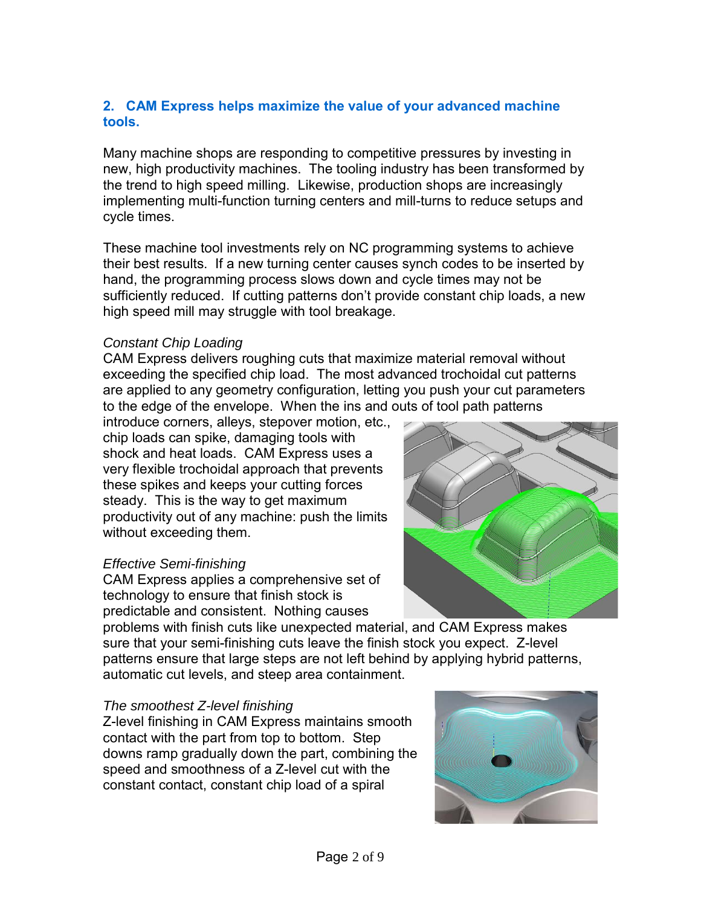## 2. CAM Express helps maximize the value of your advanced machine tools.

Many machine shops are responding to competitive pressures by investing in new, high productivity machines. The tooling industry has been transformed by the trend to high speed milling. Likewise, production shops are increasingly implementing multi-function turning centers and mill-turns to reduce setups and cycle times.

These machine tool investments rely on NC programming systems to achieve their best results. If a new turning center causes synch codes to be inserted by hand, the programming process slows down and cycle times may not be sufficiently reduced. If cutting patterns don't provide constant chip loads, a new high speed mill may struggle with tool breakage.

*Constant Chip Loading*

CAM Express delivers roughing cuts that maximize material removal without exceeding the specified chip load. The most advanced trochoidal cut patterns are applied to any geometry configuration, letting you push your cut parameters to the edge of the envelope. When the ins and outs of tool path patterns introduce corners, alleys, stepover motion, etc., chip loads can spike, damaging tools with shock and heat loads. CAM Express uses a very flexible trochoidal approach that prevents these spikes and keeps your cutting forces steady. This is the way to get maximum productivity out of any machine: push the limits without exceeding them.

*Effective Semi-finishing*

CAM Express applies a comprehensive set of technology to ensure that finish stock is predictable and consistent. Nothing causes problems with finish cuts like unexpected material, and CAM Express makes sure that your semi-finishing cuts leave the finish stock you expect. Z-level patterns ensure that large steps are not left behind by applying hybrid patterns, automatic cut levels, and steep area containment.

*The smoothest Z-level finishing*

Z-level finishing in CAM Express maintains smooth contact with the part from top to bottom. Step downs ramp gradually down the part, combining the speed and smoothness of a Z-level cut with the constant contact, constant chip load of a spiral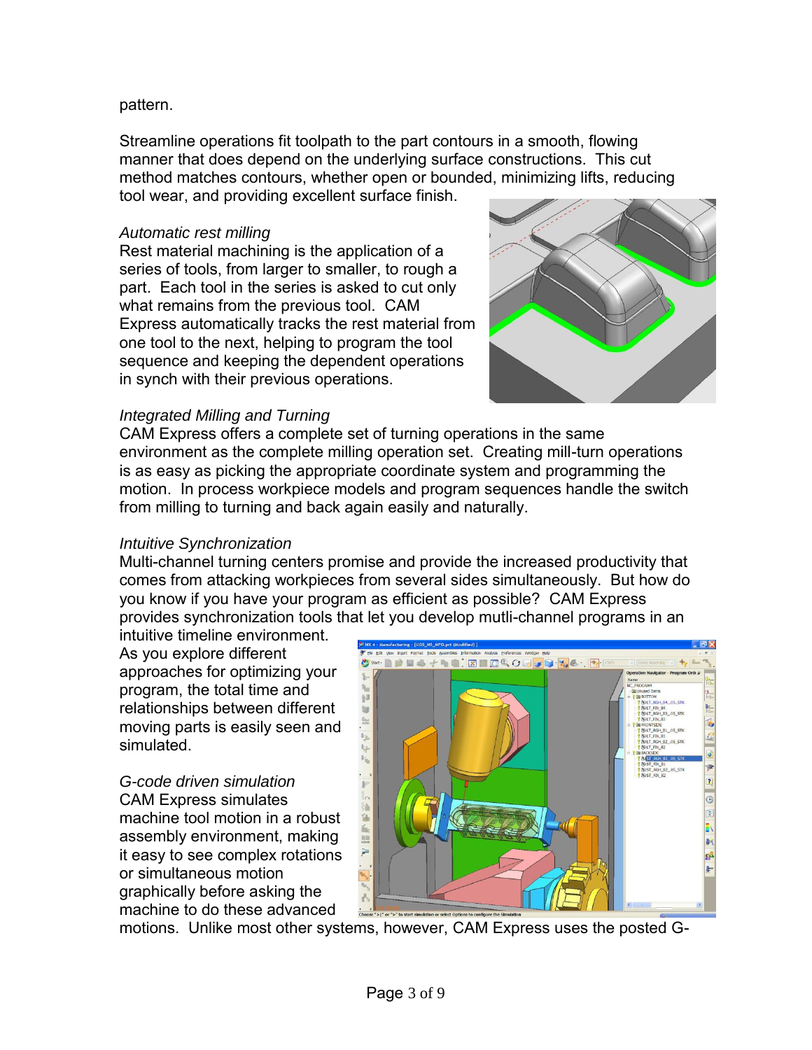pattern.

Streamline operations fit toolpath to the part contours in a smooth, flowing manner that does depend on the underlying surface constructions. This cut method matches contours, whether open or bounded, minimizing lifts, reducing tool wear, and providing excellent surface finish.

*Automatic rest milling*

Rest material machining is the application of a series of tools, from larger to smaller, to rough a part. Each tool in the series is asked to cut only what remains from the previous tool. CAM Express automatically tracks the rest material from one tool to the next, helping to program the tool sequence and keeping the dependent operations in synch with their previous operations.

*Integrated Milling and Turning*

CAM Express offers a complete set of turning operations in the same environment as the complete milling operation set. Creating mill-turn operations is as easy as picking the appropriate coordinate system and programming the motion. In process workpiece models and program sequences handle the switch from milling to turning and back again easily and naturally.

*Intuitive Synchronization*

Multi-channel turning centers promise and provide the increased productivity that comes from attacking workpieces from several sides simultaneously. But how do you know if you have your program as efficient as possible? CAM Express provides synchronization tools that let you develop mutli-channel programs in an intuitive timeline environment. As you explore different approaches for optimizing your program, the total time and relationships between different moving parts is easily seen and simulated.

*G-code driven simulation*

CAM Express simulates machine tool motion in a robust assembly environment, making it easy to see complex rotations or simultaneous motion graphically before asking the machine to do these advanced motions. Unlike most other systems, however, CAM Express uses the posted G-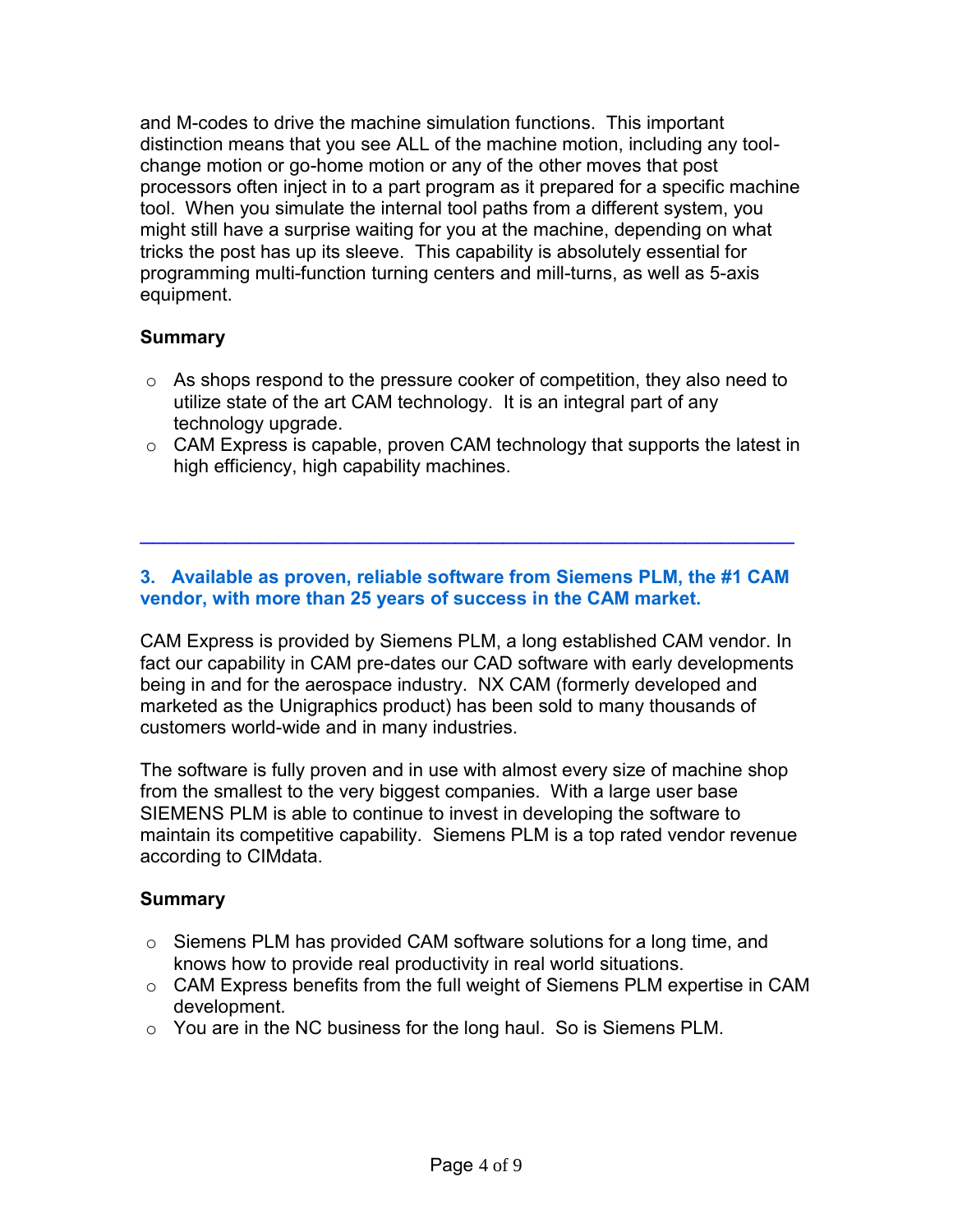and M-codes to drive the machine simulation functions. This important distinction means that you see ALL of the machine motion, including any tool-change motion or go-home motion or any of the other moves that post processors often inject in to a part program as it prepared for a specific machine tool. When you simulate the internal tool paths from a different system, you might still have a surprise waiting for you at the machine, depending on what tricks the post has up its sleeve. This capability is absolutely essential for programming multi-function turning centers and mill-turns, as well as 5-axis equipment.

**Summary**

- As shops respond to the pressure cooker of competition, they also need to utilize state of the art CAM technology. It is an integral part of any technology upgrade.
- CAM Express is capable, proven CAM technology that supports the latest in high efficiency, high capability machines.

---

### 3. Available as proven, reliable software from Siemens PLM, the #1 CAM vendor, with more than 25 years of success in the CAM market.

CAM Express is provided by Siemens PLM, a long established CAM vendor. In fact our capability in CAM pre-dates our CAD software with early developments being in and for the aerospace industry. NX CAM (formerly developed and marketed as the Unigraphics product) has been sold to many thousands of customers world-wide and in many industries.

The software is fully proven and in use with almost every size of machine shop from the smallest to the very biggest companies. With a large user base SIEMENS PLM is able to continue to invest in developing the software to maintain its competitive capability. Siemens PLM is a top rated vendor revenue according to CIMdata.

**Summary**

- Siemens PLM has provided CAM software solutions for a long time, and knows how to provide real productivity in real world situations.
- CAM Express benefits from the full weight of Siemens PLM expertise in CAM development.
- You are in the NC business for the long haul. So is Siemens PLM.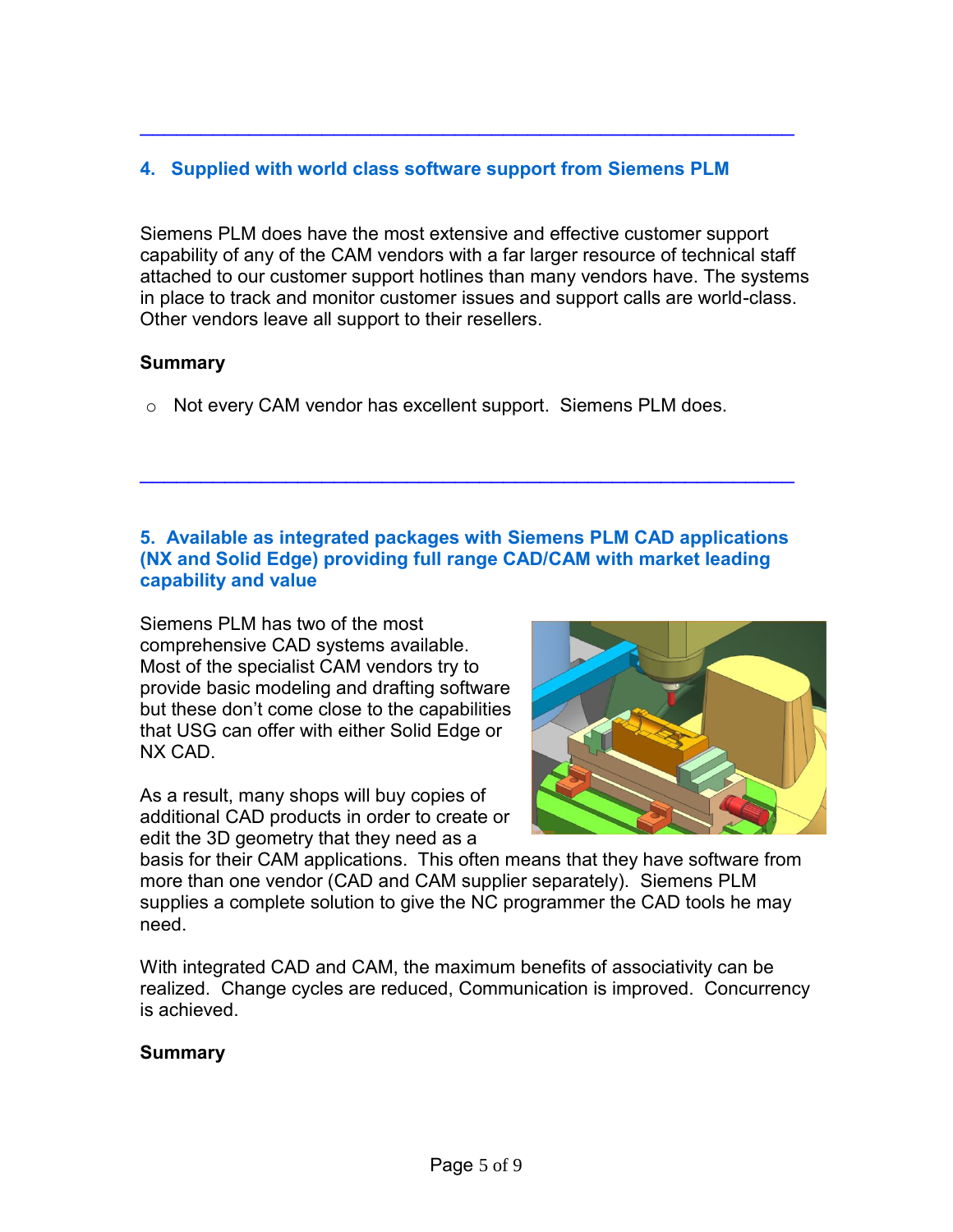---

## 4. Supplied with world class software support from Siemens PLM

Siemens PLM does have the most extensive and effective customer support capability of any of the CAM vendors with a far larger resource of technical staff attached to our customer support hotlines than many vendors have. The systems in place to track and monitor customer issues and support calls are world-class. Other vendors leave all support to their resellers.

**Summary**

- Not every CAM vendor has excellent support. Siemens PLM does.

---

## 5. Available as integrated packages with Siemens PLM CAD applications (NX and Solid Edge) providing full range CAD/CAM with market leading capability and value

Siemens PLM has two of the most comprehensive CAD systems available. Most of the specialist CAM vendors try to provide basic modeling and drafting software but these don't come close to the capabilities that USG can offer with either Solid Edge or NX CAD.

As a result, many shops will buy copies of additional CAD products in order to create or edit the 3D geometry that they need as a basis for their CAM applications. This often means that they have software from more than one vendor (CAD and CAM supplier separately). Siemens PLM supplies a complete solution to give the NC programmer the CAD tools he may need.

With integrated CAD and CAM, the maximum benefits of associativity can be realized. Change cycles are reduced, Communication is improved. Concurrency is achieved.

**Summary**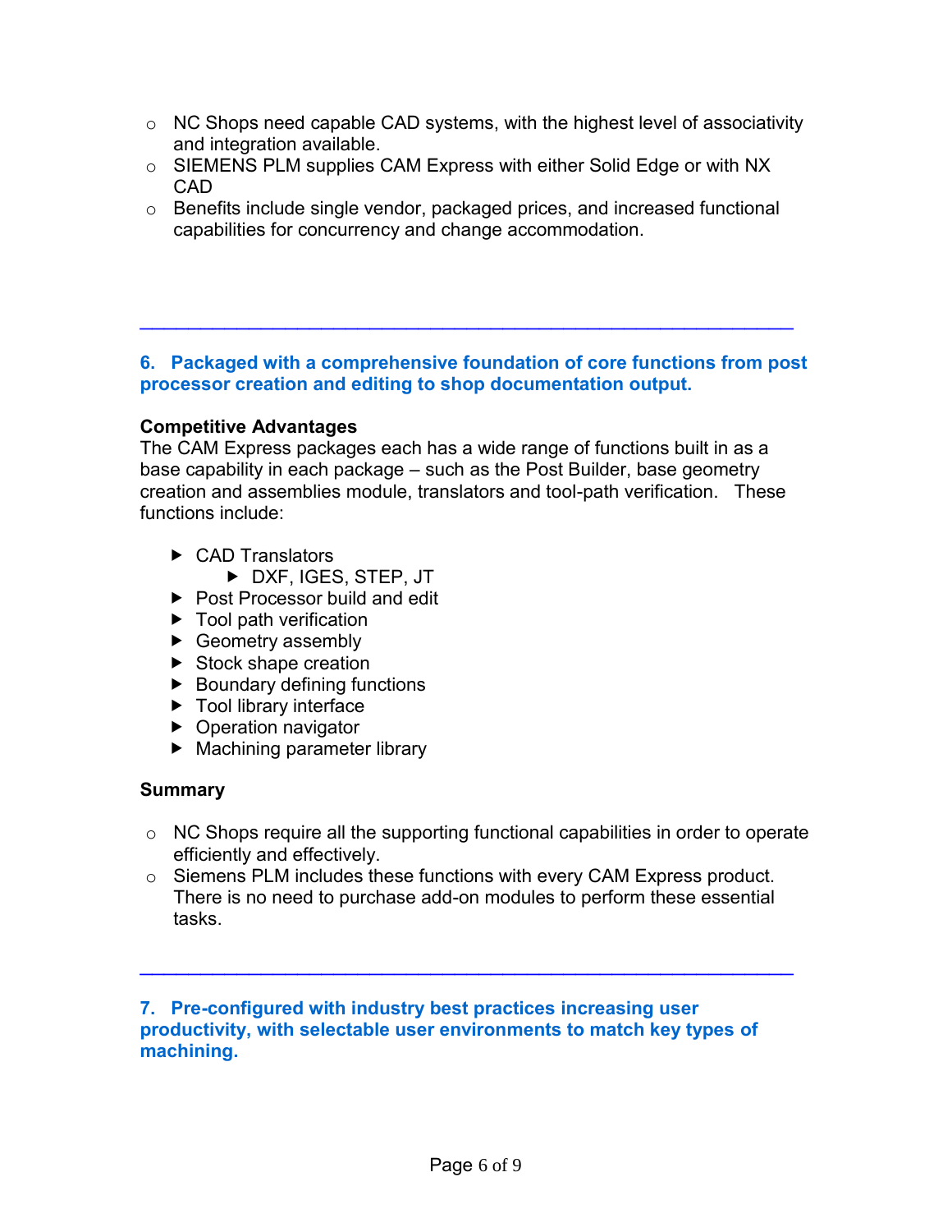- NC Shops need capable CAD systems, with the highest level of associativity and integration available.
- SIEMENS PLM supplies CAM Express with either Solid Edge or with NX CAD
- Benefits include single vendor, packaged prices, and increased functional capabilities for concurrency and change accommodation.

---

## 6. Packaged with a comprehensive foundation of core functions from post processor creation and editing to shop documentation output.

**Competitive Advantages**

The CAM Express packages each has a wide range of functions built in as a base capability in each package – such as the Post Builder, base geometry creation and assemblies module, translators and tool-path verification. These functions include:

- CAD Translators
  - DXF, IGES, STEP, JT
- Post Processor build and edit
- Tool path verification
- Geometry assembly
- Stock shape creation
- Boundary defining functions
- Tool library interface
- Operation navigator
- Machining parameter library

**Summary**

- NC Shops require all the supporting functional capabilities in order to operate efficiently and effectively.
- Siemens PLM includes these functions with every CAM Express product. There is no need to purchase add-on modules to perform these essential tasks.

---

## 7. Pre-configured with industry best practices increasing user productivity, with selectable user environments to match key types of machining.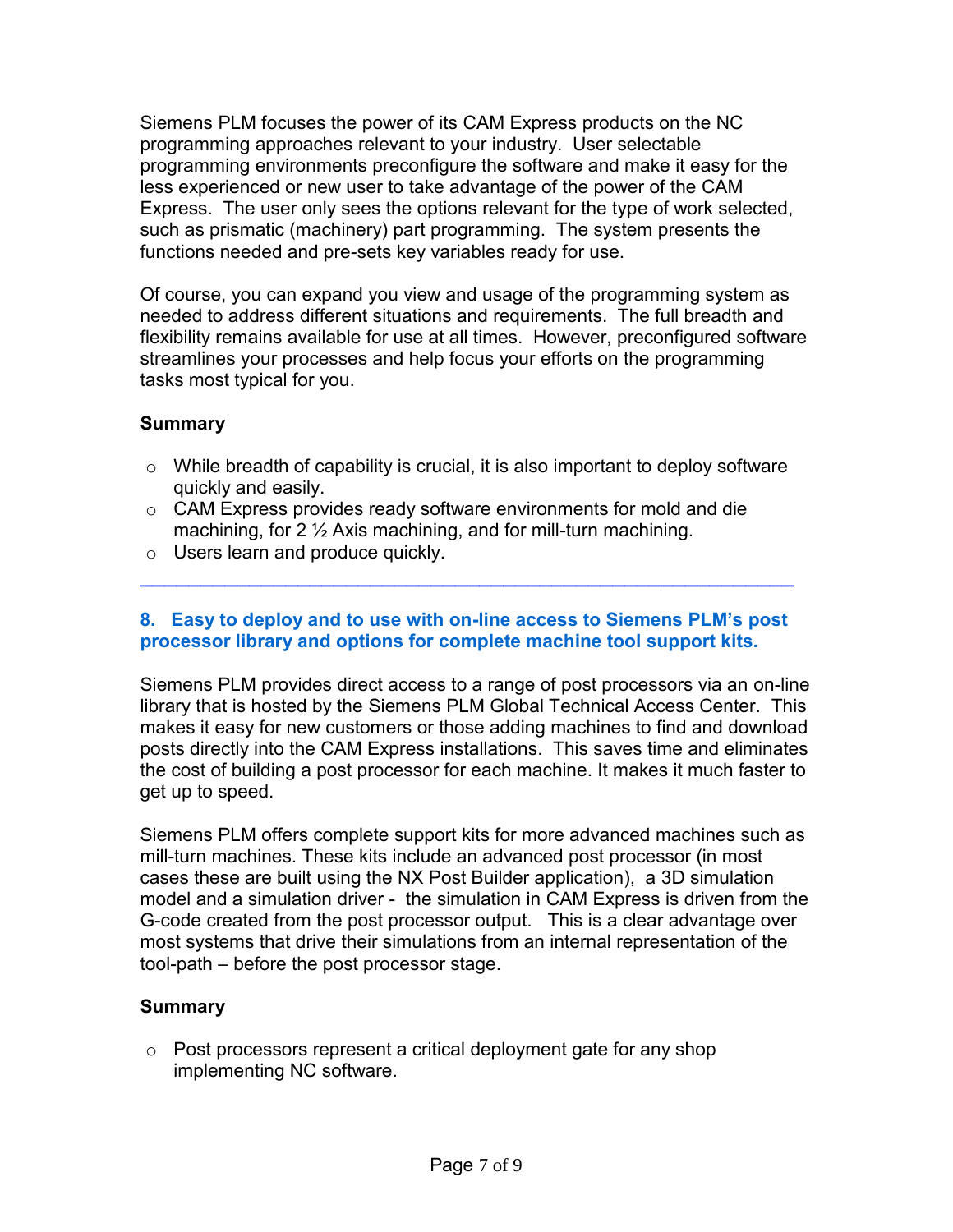Siemens PLM focuses the power of its CAM Express products on the NC programming approaches relevant to your industry. User selectable programming environments preconfigure the software and make it easy for the less experienced or new user to take advantage of the power of the CAM Express. The user only sees the options relevant for the type of work selected, such as prismatic (machinery) part programming. The system presents the functions needed and pre-sets key variables ready for use.

Of course, you can expand you view and usage of the programming system as needed to address different situations and requirements. The full breadth and flexibility remains available for use at all times. However, preconfigured software streamlines your processes and help focus your efforts on the programming tasks most typical for you.

**Summary**

- While breadth of capability is crucial, it is also important to deploy software quickly and easily.
- CAM Express provides ready software environments for mold and die machining, for 2 ½ Axis machining, and for mill-turn machining.
- Users learn and produce quickly.

---

### 8. Easy to deploy and to use with on-line access to Siemens PLM's post processor library and options for complete machine tool support kits.

Siemens PLM provides direct access to a range of post processors via an on-line library that is hosted by the Siemens PLM Global Technical Access Center. This makes it easy for new customers or those adding machines to find and download posts directly into the CAM Express installations. This saves time and eliminates the cost of building a post processor for each machine. It makes it much faster to get up to speed.

Siemens PLM offers complete support kits for more advanced machines such as mill-turn machines. These kits include an advanced post processor (in most cases these are built using the NX Post Builder application), a 3D simulation model and a simulation driver - the simulation in CAM Express is driven from the G-code created from the post processor output. This is a clear advantage over most systems that drive their simulations from an internal representation of the tool-path – before the post processor stage.

**Summary**

- Post processors represent a critical deployment gate for any shop implementing NC software.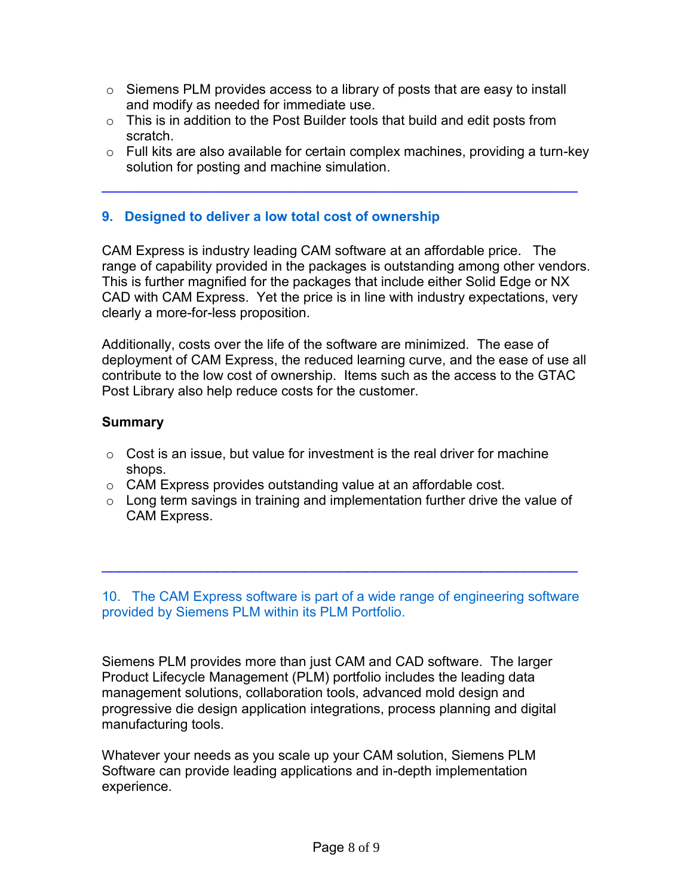- Siemens PLM provides access to a library of posts that are easy to install and modify as needed for immediate use.
- This is in addition to the Post Builder tools that build and edit posts from scratch.
- Full kits are also available for certain complex machines, providing a turn-key solution for posting and machine simulation.

---

## 9. Designed to deliver a low total cost of ownership

CAM Express is industry leading CAM software at an affordable price. The range of capability provided in the packages is outstanding among other vendors. This is further magnified for the packages that include either Solid Edge or NX CAD with CAM Express. Yet the price is in line with industry expectations, very clearly a more-for-less proposition.

Additionally, costs over the life of the software are minimized. The ease of deployment of CAM Express, the reduced learning curve, and the ease of use all contribute to the low cost of ownership. Items such as the access to the GTAC Post Library also help reduce costs for the customer.

**Summary**

- Cost is an issue, but value for investment is the real driver for machine shops.
- CAM Express provides outstanding value at an affordable cost.
- Long term savings in training and implementation further drive the value of CAM Express.

---

## 10. The CAM Express software is part of a wide range of engineering software provided by Siemens PLM within its PLM Portfolio.

Siemens PLM provides more than just CAM and CAD software. The larger Product Lifecycle Management (PLM) portfolio includes the leading data management solutions, collaboration tools, advanced mold design and progressive die design application integrations, process planning and digital manufacturing tools.

Whatever your needs as you scale up your CAM solution, Siemens PLM Software can provide leading applications and in-depth implementation experience.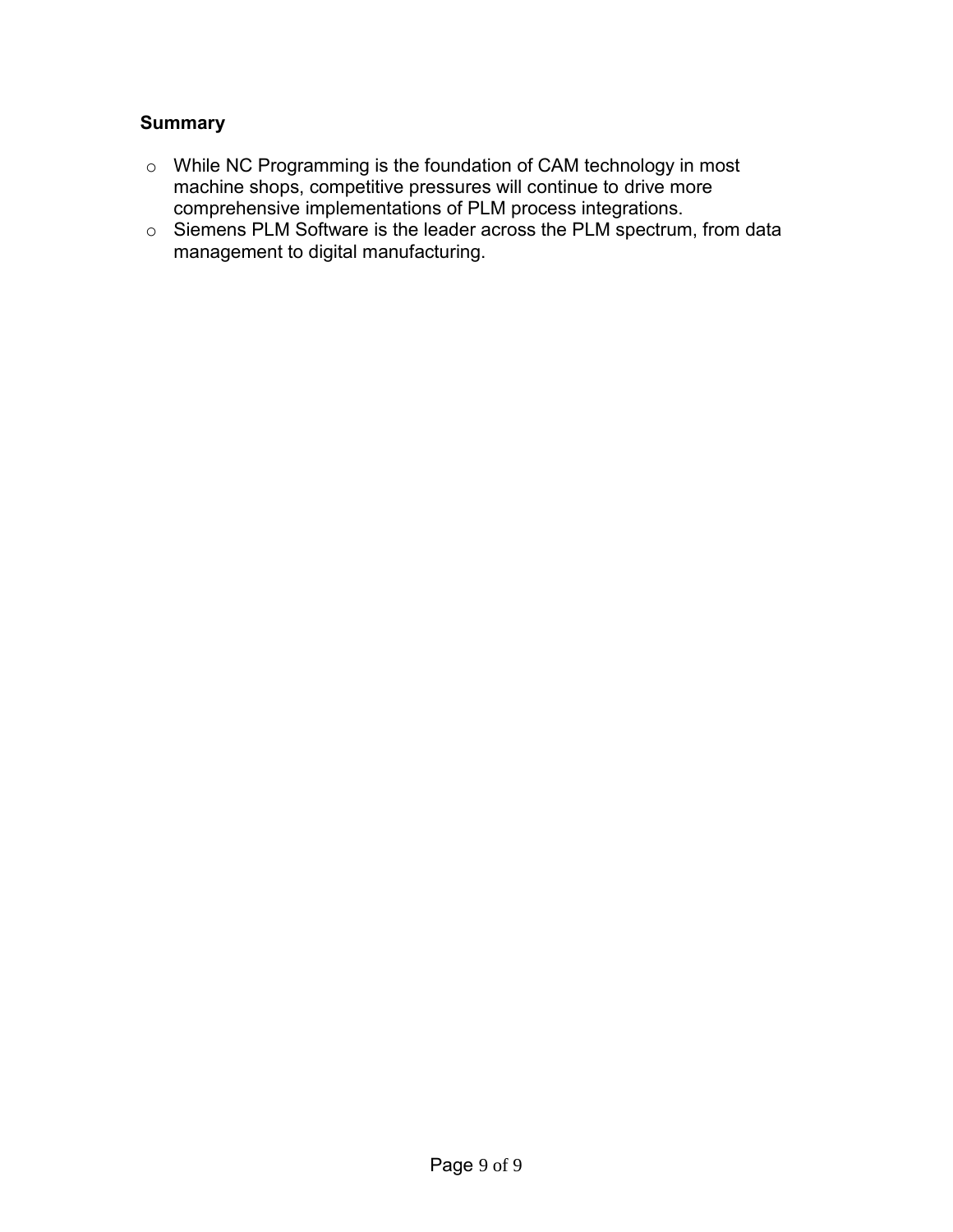**Summary**

- While NC Programming is the foundation of CAM technology in most machine shops, competitive pressures will continue to drive more comprehensive implementations of PLM process integrations.
- Siemens PLM Software is the leader across the PLM spectrum, from data management to digital manufacturing.